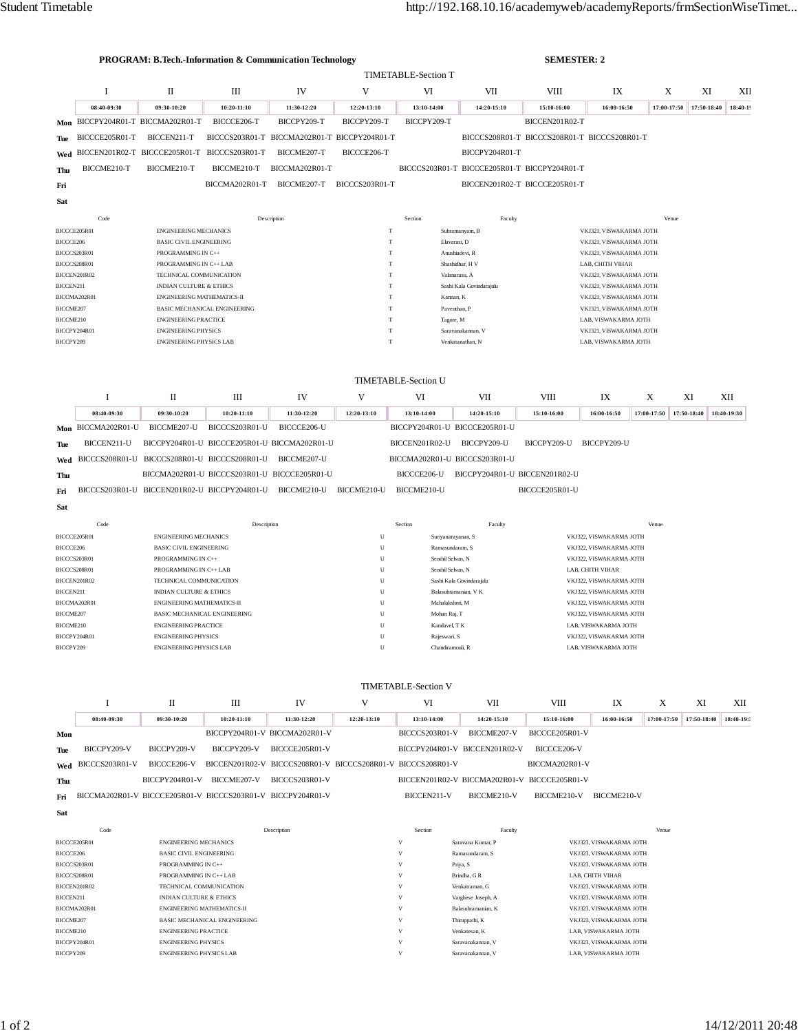**PROGRAM: B.Tech.-Information & Communication Technology** **SEMESTER: 2**

## TIMETABLE-Section T

| | I | II | III | IV | V | VI | VII | VIII | IX | X | XI | XII |
|---|---|---|---|---|---|---|---|---|---|---|---|---|
| | 08:40-09:30 | 09:30-10:20 | 10:20-11:10 | 11:30-12:20 | 12:20-13:10 | 13:10-14:00 | 14:20-15:10 | 15:10-16:00 | 16:00-16:50 | 17:00-17:50 | 17:50-18:40 | 18:40-19:30 |
| **Mon** | BICCPY204R01-T | BICCMA202R01-T | BICCCE206-T | BICCPY209-T | BICCPY209-T | BICCPY209-T | | BICCEN201R02-T | | | | |
| **Tue** | BICCCE205R01-T | BICCEN211-T | BICCCS203R01-T | BICCMA202R01-T | BICCPY204R01-T | | BICCCS208R01-T | BICCCS208R01-T | BICCCS208R01-T | | | |
| **Wed** | BICCEN201R02-T | BICCCE205R01-T | BICCCS203R01-T | BICCME207-T | BICCCE206-T | | BICCPY204R01-T | | | | | |
| **Thu** | BICCME210-T | BICCME210-T | BICCME210-T | BICCMA202R01-T | | BICCCS203R01-T | BICCCE205R01-T | BICCPY204R01-T | | | | |
| **Fri** | | | BICCMA202R01-T | BICCME207-T | BICCCS203R01-T | | BICCEN201R02-T | BICCCE205R01-T | | | | |
| **Sat** | | | | | | | | | | | | |

| Code | Description | Section | Faculty | Venue |
|---|---|---|---|---|
| BICCCE205R01 | ENGINEERING MECHANICS | T | Subramanyam, B | VKJ321, VISWAKARMA JOTH |
| BICCCE206 | BASIC CIVIL ENGINEERING | T | Elavarasi, D | VKJ321, VISWAKARMA JOTH |
| BICCCS203R01 | PROGRAMMING IN C++ | T | Anushiadevi, R | VKJ321, VISWAKARMA JOTH |
| BICCCS208R01 | PROGRAMMING IN C++ LAB | T | Shashidhar, H V | LAB, CHITH VIHAR |
| BICCEN201R02 | TECHNICAL COMMUNICATION | T | Valanarasu, A | VKJ321, VISWAKARMA JOTH |
| BICCEN211 | INDIAN CULTURE & ETHICS | T | Sashi Kala Govindarajulu | VKJ321, VISWAKARMA JOTH |
| BICCMA202R01 | ENGINEERING MATHEMATICS-II | T | Kannan, K | VKJ321, VISWAKARMA JOTH |
| BICCME207 | BASIC MECHANICAL ENGINEERING | T | Paventhan, P | VKJ321, VISWAKARMA JOTH |
| BICCME210 | ENGINEERING PRACTICE | T | Tagore, M | LAB, VISWAKARMA JOTH |
| BICCPY204R01 | ENGINEERING PHYSICS | T | Saravanakannan, V | VKJ321, VISWAKARMA JOTH |
| BICCPY209 | ENGINEERING PHYSICS LAB | T | Venkatanathan, N | LAB, VISWAKARMA JOTH |

## TIMETABLE-Section U

| | I | II | III | IV | V | VI | VII | VIII | IX | X | XI | XII |
|---|---|---|---|---|---|---|---|---|---|---|---|---|
| | 08:40-09:30 | 09:30-10:20 | 10:20-11:10 | 11:30-12:20 | 12:20-13:10 | 13:10-14:00 | 14:20-15:10 | 15:10-16:00 | 16:00-16:50 | 17:00-17:50 | 17:50-18:40 | 18:40-19:30 |
| **Mon** | BICCMA202R01-U | BICCME207-U | BICCCS203R01-U | BICCCE206-U | | BICCPY204R01-U | BICCCE205R01-U | | | | | |
| **Tue** | BICCEN211-U | BICCPY204R01-U | BICCCE205R01-U | BICCMA202R01-U | | BICCEN201R02-U | BICCPY209-U | BICCPY209-U | BICCPY209-U | | | |
| **Wed** | BICCCS208R01-U | BICCCS208R01-U | BICCCS208R01-U | BICCME207-U | | BICCMA202R01-U | BICCCS203R01-U | | | | | |
| **Thu** | | BICCMA202R01-U | BICCCS203R01-U | BICCCE205R01-U | | BICCCE206-U | BICCPY204R01-U | BICCEN201R02-U | | | | |
| **Fri** | BICCCS203R01-U | BICCEN201R02-U | BICCPY204R01-U | BICCME210-U | BICCME210-U | BICCME210-U | | BICCCE205R01-U | | | | |
| **Sat** | | | | | | | | | | | | |

| Code | Description | Section | Faculty | Venue |
|---|---|---|---|---|
| BICCCE205R01 | ENGINEERING MECHANICS | U | Suriyanarayanan, S | VKJ322, VISWAKARMA JOTH |
| BICCCE206 | BASIC CIVIL ENGINEERING | U | Ramasundaram, S | VKJ322, VISWAKARMA JOTH |
| BICCCS203R01 | PROGRAMMING IN C++ | U | Senthil Selvan, N | VKJ322, VISWAKARMA JOTH |
| BICCCS208R01 | PROGRAMMING IN C++ LAB | U | Senthil Selvan, N | LAB, CHITH VIHAR |
| BICCEN201R02 | TECHNICAL COMMUNICATION | U | Sashi Kala Govindarajulu | VKJ322, VISWAKARMA JOTH |
| BICCEN211 | INDIAN CULTURE & ETHICS | U | Balasubramanian, V K | VKJ322, VISWAKARMA JOTH |
| BICCMA202R01 | ENGINEERING MATHEMATICS-II | U | Mahalakshmi, M | VKJ322, VISWAKARMA JOTH |
| BICCME207 | BASIC MECHANICAL ENGINEERING | U | Mohan Raj, T | VKJ322, VISWAKARMA JOTH |
| BICCME210 | ENGINEERING PRACTICE | U | Kandavel, T K | LAB, VISWAKARMA JOTH |
| BICCPY204R01 | ENGINEERING PHYSICS | U | Rajeswari, S | VKJ322, VISWAKARMA JOTH |
| BICCPY209 | ENGINEERING PHYSICS LAB | U | Chandiramouli, R | LAB, VISWAKARMA JOTH |

## TIMETABLE-Section V

| | I | II | III | IV | V | VI | VII | VIII | IX | X | XI | XII |
|---|---|---|---|---|---|---|---|---|---|---|---|---|
| | 08:40-09:30 | 09:30-10:20 | 10:20-11:10 | 11:30-12:20 | 12:20-13:10 | 13:10-14:00 | 14:20-15:10 | 15:10-16:00 | 16:00-16:50 | 17:00-17:50 | 17:50-18:40 | 18:40-19:30 |
| **Mon** | | | BICCPY204R01-V | BICCMA202R01-V | | BICCCS203R01-V | BICCME207-V | BICCCE205R01-V | | | | |
| **Tue** | BICCPY209-V | BICCPY209-V | BICCPY209-V | BICCCE205R01-V | | BICCPY204R01-V | BICCEN201R02-V | BICCCE206-V | | | | |
| **Wed** | BICCCS203R01-V | BICCCE206-V | BICCEN201R02-V | BICCCS208R01-V | BICCCS208R01-V | BICCCS208R01-V | | BICCMA202R01-V | | | | |
| **Thu** | | BICCPY204R01-V | BICCME207-V | BICCCS203R01-V | | BICCEN201R02-V | BICCMA202R01-V | BICCCE205R01-V | | | | |
| **Fri** | BICCMA202R01-V | BICCCE205R01-V | BICCCS203R01-V | BICCPY204R01-V | | BICCEN211-V | BICCME210-V | BICCME210-V | BICCME210-V | | | |
| **Sat** | | | | | | | | | | | | |

| Code | Description | Section | Faculty | Venue |
|---|---|---|---|---|
| BICCCE205R01 | ENGINEERING MECHANICS | V | Saravana Kumar, P | VKJ323, VISWAKARMA JOTH |
| BICCCE206 | BASIC CIVIL ENGINEERING | V | Ramasundaram, S | VKJ323, VISWAKARMA JOTH |
| BICCCS203R01 | PROGRAMMING IN C++ | V | Priya, S | VKJ323, VISWAKARMA JOTH |
| BICCCS208R01 | PROGRAMMING IN C++ LAB | V | Brindha, G R | LAB, CHITH VIHAR |
| BICCEN201R02 | TECHNICAL COMMUNICATION | V | Venkatraman, G | VKJ323, VISWAKARMA JOTH |
| BICCEN211 | INDIAN CULTURE & ETHICS | V | Varghese Joseph, A | VKJ323, VISWAKARMA JOTH |
| BICCMA202R01 | ENGINEERING MATHEMATICS-II | V | Balasubramanian, K | VKJ323, VISWAKARMA JOTH |
| BICCME207 | BASIC MECHANICAL ENGINEERING | V | Thiruppathi, K | VKJ323, VISWAKARMA JOTH |
| BICCME210 | ENGINEERING PRACTICE | V | Venkatesan, K | LAB, VISWAKARMA JOTH |
| BICCPY204R01 | ENGINEERING PHYSICS | V | Saravanakannan, V | VKJ323, VISWAKARMA JOTH |
| BICCPY209 | ENGINEERING PHYSICS LAB | V | Saravanakannan, V | LAB, VISWAKARMA JOTH |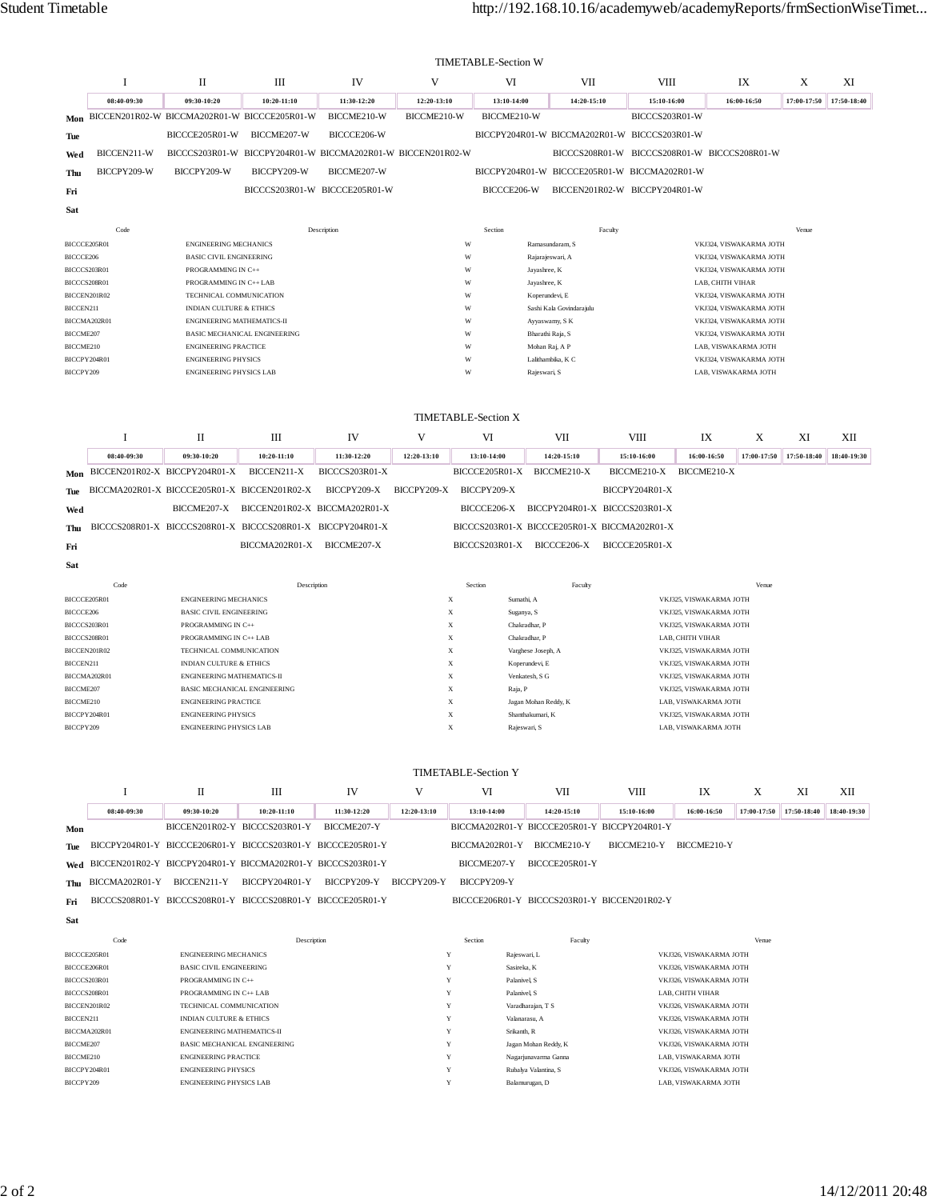## TIMETABLE-Section W

| | I | II | III | IV | V | VI | VII | VIII | IX | X | XI |
|---|---|---|---|---|---|---|---|---|---|---|---|
| | 08:40-09:30 | 09:30-10:20 | 10:20-11:10 | 11:30-12:20 | 12:20-13:10 | 13:10-14:00 | 14:20-15:10 | 15:10-16:00 | 16:00-16:50 | 17:00-17:50 | 17:50-18:40 |
| Mon | BICCEN201R02-W | BICCMA202R01-W | BICCCE205R01-W | BICCME210-W | BICCME210-W | BICCME210-W | | BICCCS203R01-W | | | |
| Tue | | BICCCE205R01-W | BICCME207-W | BICCCE206-W | | BICCPY204R01-W | BICCMA202R01-W | BICCCS203R01-W | | | |
| Wed | BICCEN211-W | BICCCS203R01-W | BICCPY204R01-W | BICCMA202R01-W | BICCEN201R02-W | | BICCCS208R01-W | BICCCS208R01-W | BICCCS208R01-W | | |
| Thu | BICCPY209-W | BICCPY209-W | BICCPY209-W | BICCME207-W | | BICCPY204R01-W | BICCCE205R01-W | BICCMA202R01-W | | | |
| Fri | | | BICCCS203R01-W | BICCCE205R01-W | | BICCCE206-W | BICCEN201R02-W | BICCPY204R01-W | | | |
| Sat | | | | | | | | | | | |

| Code | Description | Section | Faculty | Venue |
|---|---|---|---|---|
| BICCCE205R01 | ENGINEERING MECHANICS | W | Ramasundaram, S | VKJ324, VISWAKARMA JOTH |
| BICCCE206 | BASIC CIVIL ENGINEERING | W | Rajarajeswari, A | VKJ324, VISWAKARMA JOTH |
| BICCCS203R01 | PROGRAMMING IN C++ | W | Jayashree, K | VKJ324, VISWAKARMA JOTH |
| BICCCS208R01 | PROGRAMMING IN C++ LAB | W | Jayashree, K | LAB, CHITH VIHAR |
| BICCEN201R02 | TECHNICAL COMMUNICATION | W | Koperundevi, E | VKJ324, VISWAKARMA JOTH |
| BICCEN211 | INDIAN CULTURE & ETHICS | W | Sashi Kala Govindarajulu | VKJ324, VISWAKARMA JOTH |
| BICCMA202R01 | ENGINEERING MATHEMATICS-II | W | Ayyaswamy, S K | VKJ324, VISWAKARMA JOTH |
| BICCME207 | BASIC MECHANICAL ENGINEERING | W | Bharathi Raja, S | VKJ324, VISWAKARMA JOTH |
| BICCME210 | ENGINEERING PRACTICE | W | Mohan Raj, A P | LAB, VISWAKARMA JOTH |
| BICCPY204R01 | ENGINEERING PHYSICS | W | Lalithambika, K C | VKJ324, VISWAKARMA JOTH |
| BICCPY209 | ENGINEERING PHYSICS LAB | W | Rajeswari, S | LAB, VISWAKARMA JOTH |

## TIMETABLE-Section X

| | I | II | III | IV | V | VI | VII | VIII | IX | X | XI | XII |
|---|---|---|---|---|---|---|---|---|---|---|---|---|
| | 08:40-09:30 | 09:30-10:20 | 10:20-11:10 | 11:30-12:20 | 12:20-13:10 | 13:10-14:00 | 14:20-15:10 | 15:10-16:00 | 16:00-16:50 | 17:00-17:50 | 17:50-18:40 | 18:40-19:30 |
| Mon | BICCEN201R02-X | BICCPY204R01-X | BICCEN211-X | BICCCS203R01-X | | BICCCE205R01-X | BICCME210-X | BICCME210-X | BICCME210-X | | | |
| Tue | BICCMA202R01-X | BICCCE205R01-X | BICCEN201R02-X | BICCPY209-X | BICCPY209-X | BICCPY209-X | | BICCPY204R01-X | | | | |
| Wed | | BICCME207-X | BICCEN201R02-X | BICCMA202R01-X | | BICCCE206-X | BICCPY204R01-X | BICCCS203R01-X | | | | |
| Thu | BICCCS208R01-X | BICCCS208R01-X | BICCCS208R01-X | BICCPY204R01-X | | BICCCS203R01-X | BICCCE205R01-X | BICCMA202R01-X | | | | |
| Fri | | | BICCMA202R01-X | BICCME207-X | | BICCCS203R01-X | BICCCE206-X | BICCCE205R01-X | | | | |
| Sat | | | | | | | | | | | | |

| Code | Description | Section | Faculty | Venue |
|---|---|---|---|---|
| BICCCE205R01 | ENGINEERING MECHANICS | X | Sumathi, A | VKJ325, VISWAKARMA JOTH |
| BICCCE206 | BASIC CIVIL ENGINEERING | X | Suganya, S | VKJ325, VISWAKARMA JOTH |
| BICCCS203R01 | PROGRAMMING IN C++ | X | Chakradhar, P | VKJ325, VISWAKARMA JOTH |
| BICCCS208R01 | PROGRAMMING IN C++ LAB | X | Chakradhar, P | LAB, CHITH VIHAR |
| BICCEN201R02 | TECHNICAL COMMUNICATION | X | Varghese Joseph, A | VKJ325, VISWAKARMA JOTH |
| BICCEN211 | INDIAN CULTURE & ETHICS | X | Koperundevi, E | VKJ325, VISWAKARMA JOTH |
| BICCMA202R01 | ENGINEERING MATHEMATICS-II | X | Venkatesh, S G | VKJ325, VISWAKARMA JOTH |
| BICCME207 | BASIC MECHANICAL ENGINEERING | X | Raja, P | VKJ325, VISWAKARMA JOTH |
| BICCME210 | ENGINEERING PRACTICE | X | Jagan Mohan Reddy, K | LAB, VISWAKARMA JOTH |
| BICCPY204R01 | ENGINEERING PHYSICS | X | Shanthakumari, K | VKJ325, VISWAKARMA JOTH |
| BICCPY209 | ENGINEERING PHYSICS LAB | X | Rajeswari, S | LAB, VISWAKARMA JOTH |

## TIMETABLE-Section Y

| | I | II | III | IV | V | VI | VII | VIII | IX | X | XI | XII |
|---|---|---|---|---|---|---|---|---|---|---|---|---|
| | 08:40-09:30 | 09:30-10:20 | 10:20-11:10 | 11:30-12:20 | 12:20-13:10 | 13:10-14:00 | 14:20-15:10 | 15:10-16:00 | 16:00-16:50 | 17:00-17:50 | 17:50-18:40 | 18:40-19:30 |
| Mon | | BICCEN201R02-Y | BICCCS203R01-Y | BICCME207-Y | | BICCMA202R01-Y | BICCCE205R01-Y | BICCPY204R01-Y | | | | |
| Tue | BICCPY204R01-Y | BICCCE206R01-Y | BICCCS203R01-Y | BICCCE205R01-Y | | BICCMA202R01-Y | BICCME210-Y | BICCME210-Y | BICCME210-Y | | | |
| Wed | BICCEN201R02-Y | BICCPY204R01-Y | BICCMA202R01-Y | BICCCS203R01-Y | | BICCME207-Y | BICCCE205R01-Y | | | | | |
| Thu | BICCMA202R01-Y | BICCEN211-Y | BICCPY204R01-Y | BICCPY209-Y | BICCPY209-Y | BICCPY209-Y | | | | | | |
| Fri | BICCCS208R01-Y | BICCCS208R01-Y | BICCCS208R01-Y | BICCCE205R01-Y | | BICCCE206R01-Y | BICCCS203R01-Y | BICCEN201R02-Y | | | | |
| Sat | | | | | | | | | | | | |

| Code | Description | Section | Faculty | Venue |
|---|---|---|---|---|
| BICCCE205R01 | ENGINEERING MECHANICS | Y | Rajeswari, L | VKJ326, VISWAKARMA JOTH |
| BICCCE206R01 | BASIC CIVIL ENGINEERING | Y | Sasireka, K | VKJ326, VISWAKARMA JOTH |
| BICCCS203R01 | PROGRAMMING IN C++ | Y | Palanivel, S | VKJ326, VISWAKARMA JOTH |
| BICCCS208R01 | PROGRAMMING IN C++ LAB | Y | Palanivel, S | LAB, CHITH VIHAR |
| BICCEN201R02 | TECHNICAL COMMUNICATION | Y | Varadharajan, T S | VKJ326, VISWAKARMA JOTH |
| BICCEN211 | INDIAN CULTURE & ETHICS | Y | Valanarasu, A | VKJ326, VISWAKARMA JOTH |
| BICCMA202R01 | ENGINEERING MATHEMATICS-II | Y | Srikanth, R | VKJ326, VISWAKARMA JOTH |
| BICCME207 | BASIC MECHANICAL ENGINEERING | Y | Jagan Mohan Reddy, K | VKJ326, VISWAKARMA JOTH |
| BICCME210 | ENGINEERING PRACTICE | Y | Nagarjunavarma Ganna | LAB, VISWAKARMA JOTH |
| BICCPY204R01 | ENGINEERING PHYSICS | Y | Ruhalya Valantina, S | VKJ326, VISWAKARMA JOTH |
| BICCPY209 | ENGINEERING PHYSICS LAB | Y | Balamurugan, D | LAB, VISWAKARMA JOTH |